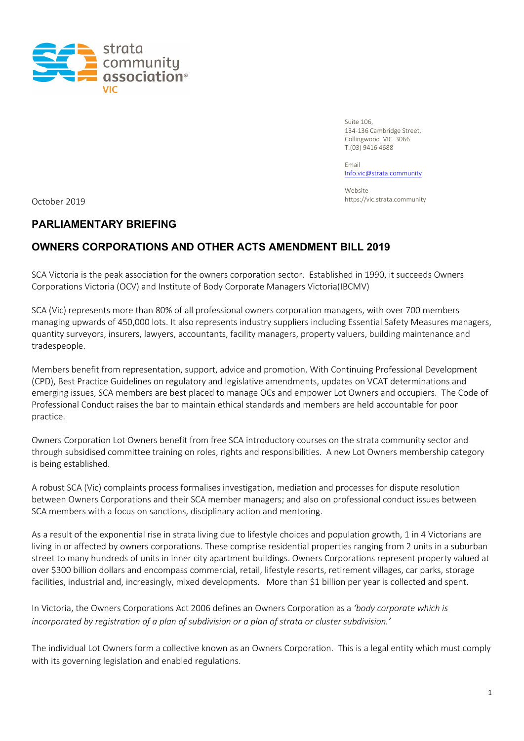strata community association® VIC

Suite 106,
134-136 Cambridge Street,
Collingwood VIC 3066
T:(03) 9416 4688

Email
Info.vic@strata.community

Website
https://vic.strata.community

October 2019

## PARLIAMENTARY BRIEFING

## OWNERS CORPORATIONS AND OTHER ACTS AMENDMENT BILL 2019

SCA Victoria is the peak association for the owners corporation sector. Established in 1990, it succeeds Owners Corporations Victoria (OCV) and Institute of Body Corporate Managers Victoria(IBCMV)

SCA (Vic) represents more than 80% of all professional owners corporation managers, with over 700 members managing upwards of 450,000 lots. It also represents industry suppliers including Essential Safety Measures managers, quantity surveyors, insurers, lawyers, accountants, facility managers, property valuers, building maintenance and tradespeople.

Members benefit from representation, support, advice and promotion. With Continuing Professional Development (CPD), Best Practice Guidelines on regulatory and legislative amendments, updates on VCAT determinations and emerging issues, SCA members are best placed to manage OCs and empower Lot Owners and occupiers. The Code of Professional Conduct raises the bar to maintain ethical standards and members are held accountable for poor practice.

Owners Corporation Lot Owners benefit from free SCA introductory courses on the strata community sector and through subsidised committee training on roles, rights and responsibilities. A new Lot Owners membership category is being established.

A robust SCA (Vic) complaints process formalises investigation, mediation and processes for dispute resolution between Owners Corporations and their SCA member managers; and also on professional conduct issues between SCA members with a focus on sanctions, disciplinary action and mentoring.

As a result of the exponential rise in strata living due to lifestyle choices and population growth, 1 in 4 Victorians are living in or affected by owners corporations. These comprise residential properties ranging from 2 units in a suburban street to many hundreds of units in inner city apartment buildings. Owners Corporations represent property valued at over $300 billion dollars and encompass commercial, retail, lifestyle resorts, retirement villages, car parks, storage facilities, industrial and, increasingly, mixed developments. More than $1 billion per year is collected and spent.

In Victoria, the Owners Corporations Act 2006 defines an Owners Corporation as a *'body corporate which is incorporated by registration of a plan of subdivision or a plan of strata or cluster subdivision.'*

The individual Lot Owners form a collective known as an Owners Corporation. This is a legal entity which must comply with its governing legislation and enabled regulations.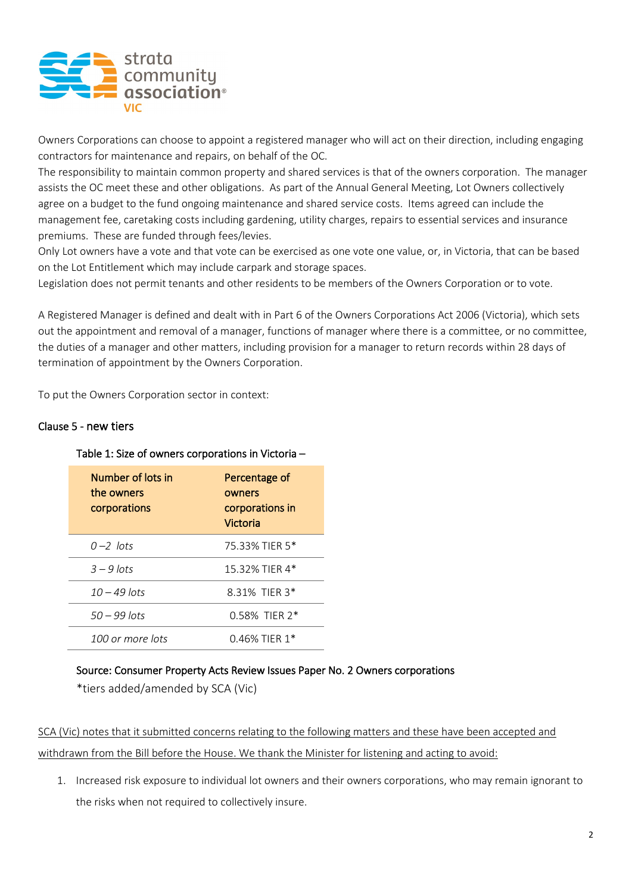Owners Corporations can choose to appoint a registered manager who will act on their direction, including engaging contractors for maintenance and repairs, on behalf of the OC.
The responsibility to maintain common property and shared services is that of the owners corporation. The manager assists the OC meet these and other obligations. As part of the Annual General Meeting, Lot Owners collectively agree on a budget to the fund ongoing maintenance and shared service costs. Items agreed can include the management fee, caretaking costs including gardening, utility charges, repairs to essential services and insurance premiums. These are funded through fees/levies.
Only Lot owners have a vote and that vote can be exercised as one vote one value, or, in Victoria, that can be based on the Lot Entitlement which may include carpark and storage spaces.
Legislation does not permit tenants and other residents to be members of the Owners Corporation or to vote.

A Registered Manager is defined and dealt with in Part 6 of the Owners Corporations Act 2006 (Victoria), which sets out the appointment and removal of a manager, functions of manager where there is a committee, or no committee, the duties of a manager and other matters, including provision for a manager to return records within 28 days of termination of appointment by the Owners Corporation.

To put the Owners Corporation sector in context:

Clause 5 - new tiers

Table 1: Size of owners corporations in Victoria –

| Number of lots in the owners corporations | Percentage of owners corporations in Victoria |
|---|---|
| *0 –2 lots* | 75.33% TIER 5* |
| *3 – 9 lots* | 15.32% TIER 4* |
| *10 – 49 lots* | 8.31% TIER 3* |
| *50 – 99 lots* | 0.58% TIER 2* |
| *100 or more lots* | 0.46% TIER 1* |

Source: Consumer Property Acts Review Issues Paper No. 2 Owners corporations
*tiers added/amended by SCA (Vic)

<u>SCA (Vic) notes that it submitted concerns relating to the following matters and these have been accepted and withdrawn from the Bill before the House. We thank the Minister for listening and acting to avoid:</u>

1. Increased risk exposure to individual lot owners and their owners corporations, who may remain ignorant to the risks when not required to collectively insure.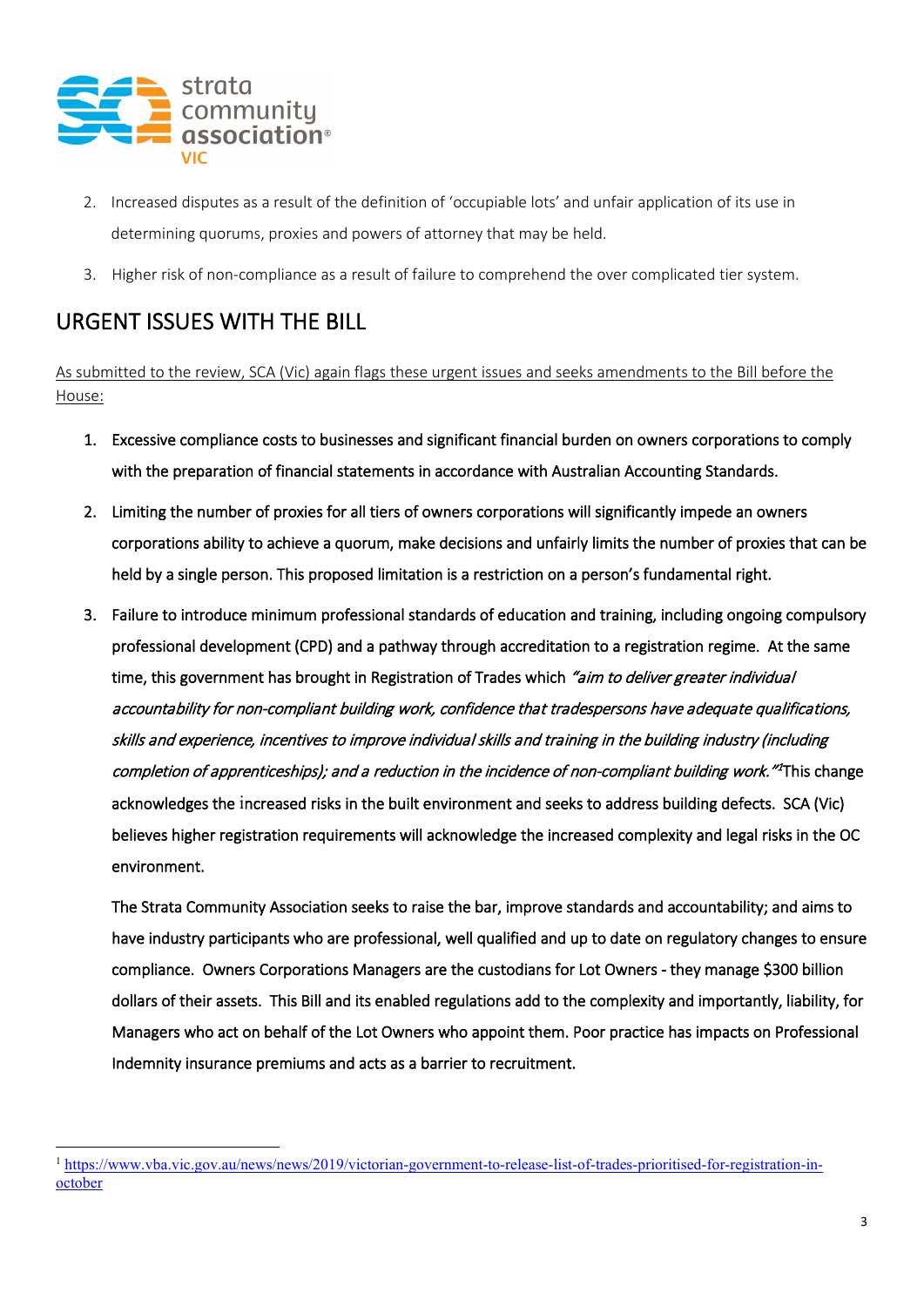2. Increased disputes as a result of the definition of 'occupiable lots' and unfair application of its use in determining quorums, proxies and powers of attorney that may be held.
3. Higher risk of non-compliance as a result of failure to comprehend the over complicated tier system.

# URGENT ISSUES WITH THE BILL

As submitted to the review, SCA (Vic) again flags these urgent issues and seeks amendments to the Bill before the House:

1. Excessive compliance costs to businesses and significant financial burden on owners corporations to comply with the preparation of financial statements in accordance with Australian Accounting Standards.
2. Limiting the number of proxies for all tiers of owners corporations will significantly impede an owners corporations ability to achieve a quorum, make decisions and unfairly limits the number of proxies that can be held by a single person. This proposed limitation is a restriction on a person's fundamental right.
3. Failure to introduce minimum professional standards of education and training, including ongoing compulsory professional development (CPD) and a pathway through accreditation to a registration regime. At the same time, this government has brought in Registration of Trades which *"aim to deliver greater individual accountability for non-compliant building work, confidence that tradespersons have adequate qualifications, skills and experience, incentives to improve individual skills and training in the building industry (including completion of apprenticeships); and a reduction in the incidence of non-compliant building work."*[1] This change acknowledges the increased risks in the built environment and seeks to address building defects. SCA (Vic) believes higher registration requirements will acknowledge the increased complexity and legal risks in the OC environment.

   The Strata Community Association seeks to raise the bar, improve standards and accountability; and aims to have industry participants who are professional, well qualified and up to date on regulatory changes to ensure compliance. Owners Corporations Managers are the custodians for Lot Owners - they manage $300 billion dollars of their assets. This Bill and its enabled regulations add to the complexity and importantly, liability, for Managers who act on behalf of the Lot Owners who appoint them. Poor practice has impacts on Professional Indemnity insurance premiums and acts as a barrier to recruitment.

---

[1] https://www.vba.vic.gov.au/news/news/2019/victorian-government-to-release-list-of-trades-prioritised-for-registration-in-october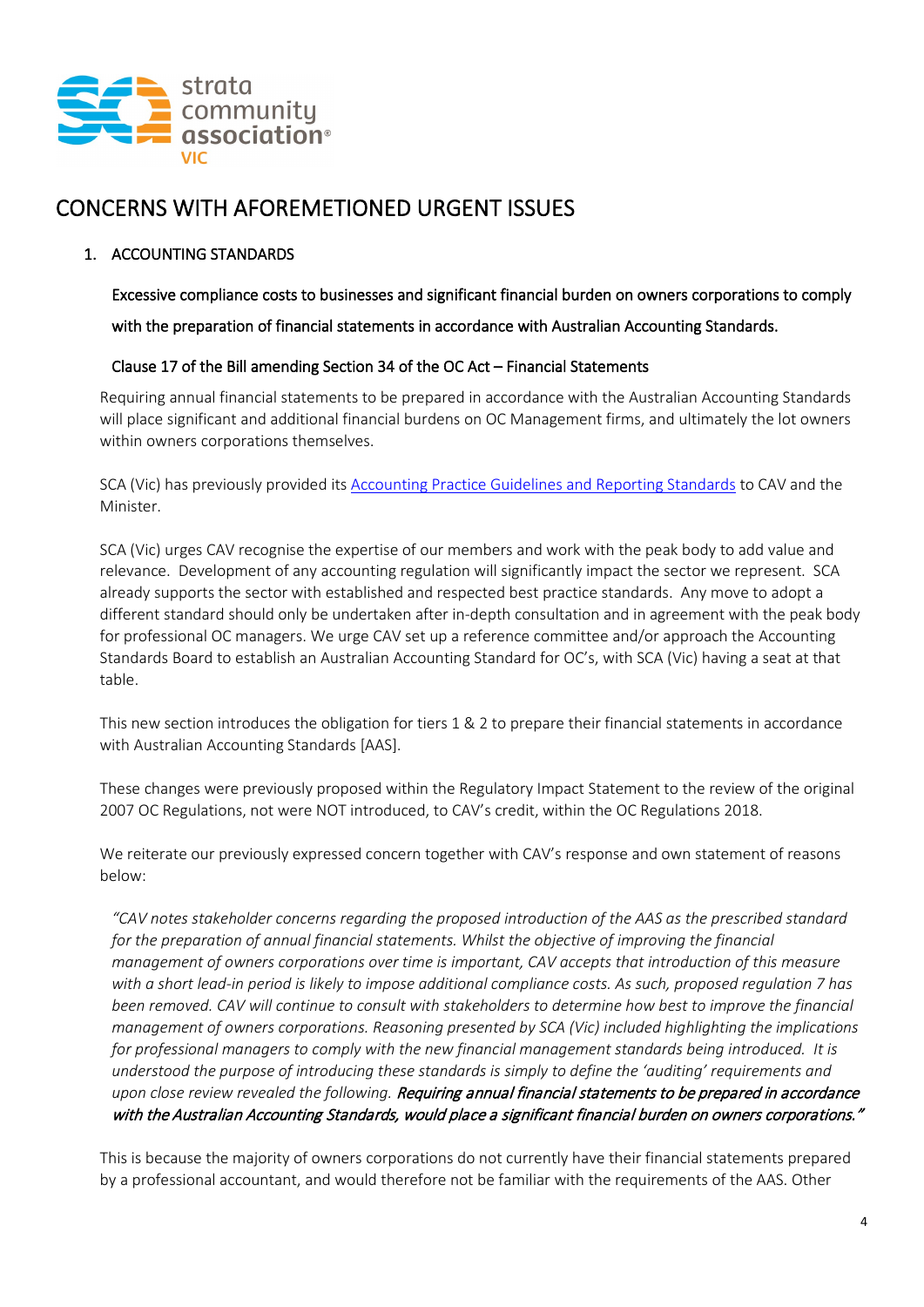# CONCERNS WITH AFOREMETIONED URGENT ISSUES

1. ACCOUNTING STANDARDS

**Excessive compliance costs to businesses and significant financial burden on owners corporations to comply with the preparation of financial statements in accordance with Australian Accounting Standards.**

**Clause 17 of the Bill amending Section 34 of the OC Act – Financial Statements**

Requiring annual financial statements to be prepared in accordance with the Australian Accounting Standards will place significant and additional financial burdens on OC Management firms, and ultimately the lot owners within owners corporations themselves.

SCA (Vic) has previously provided its Accounting Practice Guidelines and Reporting Standards to CAV and the Minister.

SCA (Vic) urges CAV recognise the expertise of our members and work with the peak body to add value and relevance. Development of any accounting regulation will significantly impact the sector we represent. SCA already supports the sector with established and respected best practice standards. Any move to adopt a different standard should only be undertaken after in-depth consultation and in agreement with the peak body for professional OC managers. We urge CAV set up a reference committee and/or approach the Accounting Standards Board to establish an Australian Accounting Standard for OC's, with SCA (Vic) having a seat at that table.

This new section introduces the obligation for tiers 1 & 2 to prepare their financial statements in accordance with Australian Accounting Standards [AAS].

These changes were previously proposed within the Regulatory Impact Statement to the review of the original 2007 OC Regulations, not were NOT introduced, to CAV's credit, within the OC Regulations 2018.

We reiterate our previously expressed concern together with CAV's response and own statement of reasons below:

*"CAV notes stakeholder concerns regarding the proposed introduction of the AAS as the prescribed standard for the preparation of annual financial statements. Whilst the objective of improving the financial management of owners corporations over time is important, CAV accepts that introduction of this measure with a short lead-in period is likely to impose additional compliance costs. As such, proposed regulation 7 has been removed. CAV will continue to consult with stakeholders to determine how best to improve the financial management of owners corporations. Reasoning presented by SCA (Vic) included highlighting the implications for professional managers to comply with the new financial management standards being introduced. It is understood the purpose of introducing these standards is simply to define the 'auditing' requirements and upon close review revealed the following.* ***Requiring annual financial statements to be prepared in accordance with the Australian Accounting Standards, would place a significant financial burden on owners corporations."***

This is because the majority of owners corporations do not currently have their financial statements prepared by a professional accountant, and would therefore not be familiar with the requirements of the AAS. Other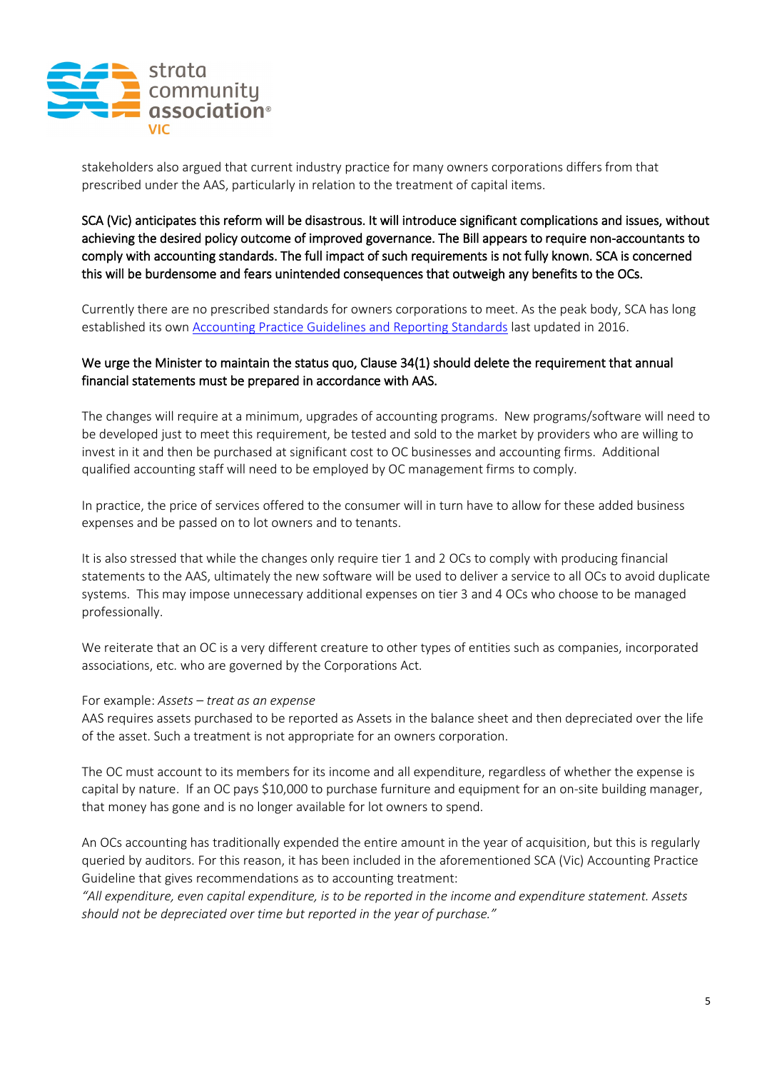stakeholders also argued that current industry practice for many owners corporations differs from that prescribed under the AAS, particularly in relation to the treatment of capital items.

**SCA (Vic) anticipates this reform will be disastrous. It will introduce significant complications and issues, without achieving the desired policy outcome of improved governance. The Bill appears to require non-accountants to comply with accounting standards. The full impact of such requirements is not fully known. SCA is concerned this will be burdensome and fears unintended consequences that outweigh any benefits to the OCs.**

Currently there are no prescribed standards for owners corporations to meet. As the peak body, SCA has long established its own [Accounting Practice Guidelines and Reporting Standards]() last updated in 2016.

**We urge the Minister to maintain the status quo, Clause 34(1) should delete the requirement that annual financial statements must be prepared in accordance with AAS.**

The changes will require at a minimum, upgrades of accounting programs. New programs/software will need to be developed just to meet this requirement, be tested and sold to the market by providers who are willing to invest in it and then be purchased at significant cost to OC businesses and accounting firms. Additional qualified accounting staff will need to be employed by OC management firms to comply.

In practice, the price of services offered to the consumer will in turn have to allow for these added business expenses and be passed on to lot owners and to tenants.

It is also stressed that while the changes only require tier 1 and 2 OCs to comply with producing financial statements to the AAS, ultimately the new software will be used to deliver a service to all OCs to avoid duplicate systems. This may impose unnecessary additional expenses on tier 3 and 4 OCs who choose to be managed professionally.

We reiterate that an OC is a very different creature to other types of entities such as companies, incorporated associations, etc. who are governed by the Corporations Act.

For example: *Assets – treat as an expense*
AAS requires assets purchased to be reported as Assets in the balance sheet and then depreciated over the life of the asset. Such a treatment is not appropriate for an owners corporation.

The OC must account to its members for its income and all expenditure, regardless of whether the expense is capital by nature. If an OC pays $10,000 to purchase furniture and equipment for an on-site building manager, that money has gone and is no longer available for lot owners to spend.

An OCs accounting has traditionally expended the entire amount in the year of acquisition, but this is regularly queried by auditors. For this reason, it has been included in the aforementioned SCA (Vic) Accounting Practice Guideline that gives recommendations as to accounting treatment:
*"All expenditure, even capital expenditure, is to be reported in the income and expenditure statement. Assets should not be depreciated over time but reported in the year of purchase."*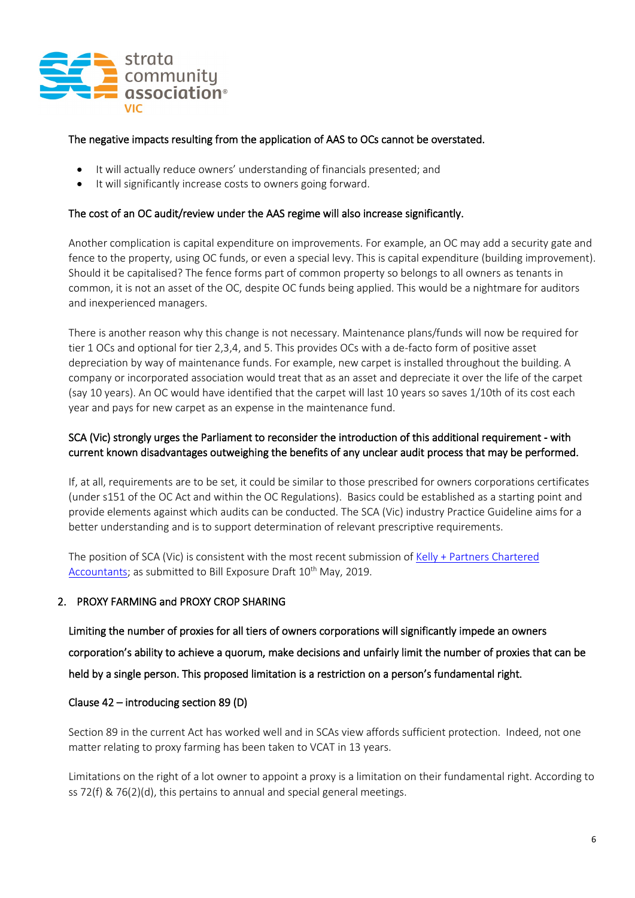**The negative impacts resulting from the application of AAS to OCs cannot be overstated.**

- It will actually reduce owners' understanding of financials presented; and
- It will significantly increase costs to owners going forward.

**The cost of an OC audit/review under the AAS regime will also increase significantly.**

Another complication is capital expenditure on improvements. For example, an OC may add a security gate and fence to the property, using OC funds, or even a special levy. This is capital expenditure (building improvement). Should it be capitalised? The fence forms part of common property so belongs to all owners as tenants in common, it is not an asset of the OC, despite OC funds being applied. This would be a nightmare for auditors and inexperienced managers.

There is another reason why this change is not necessary. Maintenance plans/funds will now be required for tier 1 OCs and optional for tier 2,3,4, and 5. This provides OCs with a de-facto form of positive asset depreciation by way of maintenance funds. For example, new carpet is installed throughout the building. A company or incorporated association would treat that as an asset and depreciate it over the life of the carpet (say 10 years). An OC would have identified that the carpet will last 10 years so saves 1/10th of its cost each year and pays for new carpet as an expense in the maintenance fund.

**SCA (Vic) strongly urges the Parliament to reconsider the introduction of this additional requirement - with current known disadvantages outweighing the benefits of any unclear audit process that may be performed.**

If, at all, requirements are to be set, it could be similar to those prescribed for owners corporations certificates (under s151 of the OC Act and within the OC Regulations). Basics could be established as a starting point and provide elements against which audits can be conducted. The SCA (Vic) industry Practice Guideline aims for a better understanding and is to support determination of relevant prescriptive requirements.

The position of SCA (Vic) is consistent with the most recent submission of [Kelly + Partners Chartered Accountants]; as submitted to Bill Exposure Draft 10th May, 2019.

## 2. PROXY FARMING and PROXY CROP SHARING

**Limiting the number of proxies for all tiers of owners corporations will significantly impede an owners corporation's ability to achieve a quorum, make decisions and unfairly limit the number of proxies that can be held by a single person. This proposed limitation is a restriction on a person's fundamental right.**

**Clause 42 – introducing section 89 (D)**

Section 89 in the current Act has worked well and in SCAs view affords sufficient protection. Indeed, not one matter relating to proxy farming has been taken to VCAT in 13 years.

Limitations on the right of a lot owner to appoint a proxy is a limitation on their fundamental right. According to ss 72(f) & 76(2)(d), this pertains to annual and special general meetings.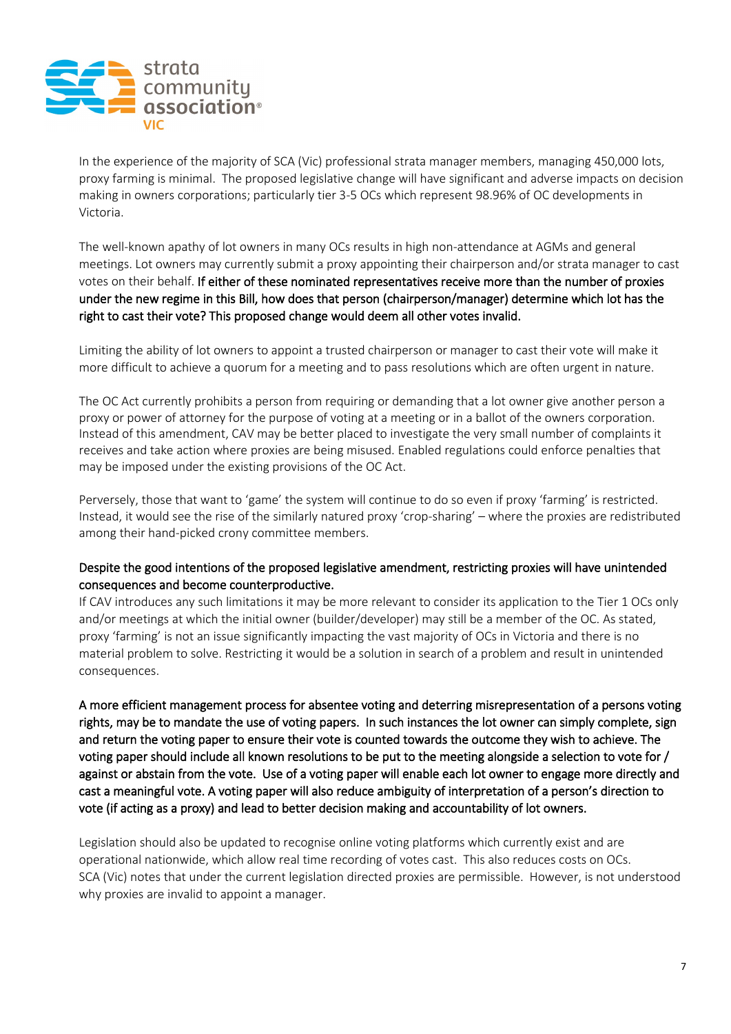In the experience of the majority of SCA (Vic) professional strata manager members, managing 450,000 lots, proxy farming is minimal. The proposed legislative change will have significant and adverse impacts on decision making in owners corporations; particularly tier 3-5 OCs which represent 98.96% of OC developments in Victoria.

The well-known apathy of lot owners in many OCs results in high non-attendance at AGMs and general meetings. Lot owners may currently submit a proxy appointing their chairperson and/or strata manager to cast votes on their behalf. **If either of these nominated representatives receive more than the number of proxies under the new regime in this Bill, how does that person (chairperson/manager) determine which lot has the right to cast their vote? This proposed change would deem all other votes invalid.**

Limiting the ability of lot owners to appoint a trusted chairperson or manager to cast their vote will make it more difficult to achieve a quorum for a meeting and to pass resolutions which are often urgent in nature.

The OC Act currently prohibits a person from requiring or demanding that a lot owner give another person a proxy or power of attorney for the purpose of voting at a meeting or in a ballot of the owners corporation. Instead of this amendment, CAV may be better placed to investigate the very small number of complaints it receives and take action where proxies are being misused. Enabled regulations could enforce penalties that may be imposed under the existing provisions of the OC Act.

Perversely, those that want to 'game' the system will continue to do so even if proxy 'farming' is restricted. Instead, it would see the rise of the similarly natured proxy 'crop-sharing' – where the proxies are redistributed among their hand-picked crony committee members.

**Despite the good intentions of the proposed legislative amendment, restricting proxies will have unintended consequences and become counterproductive.**
If CAV introduces any such limitations it may be more relevant to consider its application to the Tier 1 OCs only and/or meetings at which the initial owner (builder/developer) may still be a member of the OC. As stated, proxy 'farming' is not an issue significantly impacting the vast majority of OCs in Victoria and there is no material problem to solve. Restricting it would be a solution in search of a problem and result in unintended consequences.

**A more efficient management process for absentee voting and deterring misrepresentation of a persons voting rights, may be to mandate the use of voting papers. In such instances the lot owner can simply complete, sign and return the voting paper to ensure their vote is counted towards the outcome they wish to achieve. The voting paper should include all known resolutions to be put to the meeting alongside a selection to vote for / against or abstain from the vote. Use of a voting paper will enable each lot owner to engage more directly and cast a meaningful vote. A voting paper will also reduce ambiguity of interpretation of a person's direction to vote (if acting as a proxy) and lead to better decision making and accountability of lot owners.**

Legislation should also be updated to recognise online voting platforms which currently exist and are operational nationwide, which allow real time recording of votes cast. This also reduces costs on OCs.
SCA (Vic) notes that under the current legislation directed proxies are permissible. However, is not understood why proxies are invalid to appoint a manager.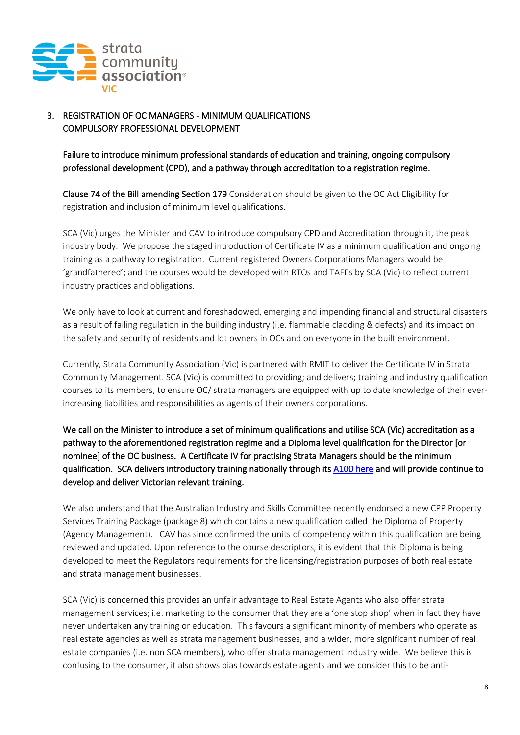3. REGISTRATION OF OC MANAGERS - MINIMUM QUALIFICATIONS COMPULSORY PROFESSIONAL DEVELOPMENT

**Failure to introduce minimum professional standards of education and training, ongoing compulsory professional development (CPD), and a pathway through accreditation to a registration regime.**

**Clause 74 of the Bill amending Section 179** Consideration should be given to the OC Act Eligibility for registration and inclusion of minimum level qualifications.

SCA (Vic) urges the Minister and CAV to introduce compulsory CPD and Accreditation through it, the peak industry body. We propose the staged introduction of Certificate IV as a minimum qualification and ongoing training as a pathway to registration. Current registered Owners Corporations Managers would be 'grandfathered'; and the courses would be developed with RTOs and TAFEs by SCA (Vic) to reflect current industry practices and obligations.

We only have to look at current and foreshadowed, emerging and impending financial and structural disasters as a result of failing regulation in the building industry (i.e. flammable cladding & defects) and its impact on the safety and security of residents and lot owners in OCs and on everyone in the built environment.

Currently, Strata Community Association (Vic) is partnered with RMIT to deliver the Certificate IV in Strata Community Management. SCA (Vic) is committed to providing; and delivers; training and industry qualification courses to its members, to ensure OC/ strata managers are equipped with up to date knowledge of their ever-increasing liabilities and responsibilities as agents of their owners corporations.

**We call on the Minister to introduce a set of minimum qualifications and utilise SCA (Vic) accreditation as a pathway to the aforementioned registration regime and a Diploma level qualification for the Director [or nominee] of the OC business. A Certificate IV for practising Strata Managers should be the minimum qualification. SCA delivers introductory training nationally through its [A100 here] and will provide continue to develop and deliver Victorian relevant training.**

We also understand that the Australian Industry and Skills Committee recently endorsed a new CPP Property Services Training Package (package 8) which contains a new qualification called the Diploma of Property (Agency Management). CAV has since confirmed the units of competency within this qualification are being reviewed and updated. Upon reference to the course descriptors, it is evident that this Diploma is being developed to meet the Regulators requirements for the licensing/registration purposes of both real estate and strata management businesses.

SCA (Vic) is concerned this provides an unfair advantage to Real Estate Agents who also offer strata management services; i.e. marketing to the consumer that they are a 'one stop shop' when in fact they have never undertaken any training or education. This favours a significant minority of members who operate as real estate agencies as well as strata management businesses, and a wider, more significant number of real estate companies (i.e. non SCA members), who offer strata management industry wide. We believe this is confusing to the consumer, it also shows bias towards estate agents and we consider this to be anti-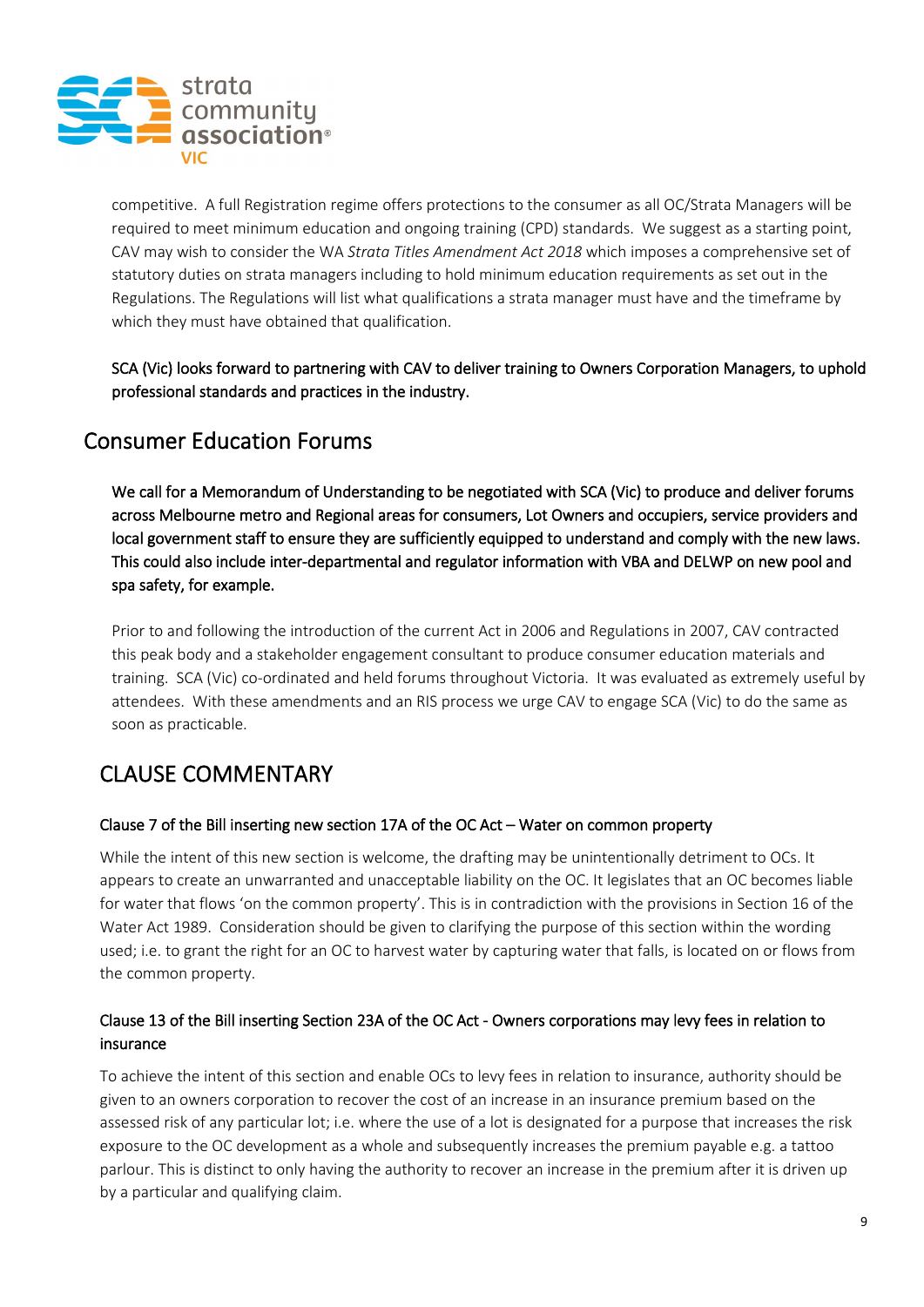competitive. A full Registration regime offers protections to the consumer as all OC/Strata Managers will be required to meet minimum education and ongoing training (CPD) standards. We suggest as a starting point, CAV may wish to consider the WA *Strata Titles Amendment Act 2018* which imposes a comprehensive set of statutory duties on strata managers including to hold minimum education requirements as set out in the Regulations. The Regulations will list what qualifications a strata manager must have and the timeframe by which they must have obtained that qualification.

SCA (Vic) looks forward to partnering with CAV to deliver training to Owners Corporation Managers, to uphold professional standards and practices in the industry.

## Consumer Education Forums

We call for a Memorandum of Understanding to be negotiated with SCA (Vic) to produce and deliver forums across Melbourne metro and Regional areas for consumers, Lot Owners and occupiers, service providers and local government staff to ensure they are sufficiently equipped to understand and comply with the new laws. This could also include inter-departmental and regulator information with VBA and DELWP on new pool and spa safety, for example.

Prior to and following the introduction of the current Act in 2006 and Regulations in 2007, CAV contracted this peak body and a stakeholder engagement consultant to produce consumer education materials and training. SCA (Vic) co-ordinated and held forums throughout Victoria. It was evaluated as extremely useful by attendees. With these amendments and an RIS process we urge CAV to engage SCA (Vic) to do the same as soon as practicable.

## CLAUSE COMMENTARY

### Clause 7 of the Bill inserting new section 17A of the OC Act – Water on common property

While the intent of this new section is welcome, the drafting may be unintentionally detriment to OCs. It appears to create an unwarranted and unacceptable liability on the OC. It legislates that an OC becomes liable for water that flows 'on the common property'. This is in contradiction with the provisions in Section 16 of the Water Act 1989. Consideration should be given to clarifying the purpose of this section within the wording used; i.e. to grant the right for an OC to harvest water by capturing water that falls, is located on or flows from the common property.

### Clause 13 of the Bill inserting Section 23A of the OC Act - Owners corporations may levy fees in relation to insurance

To achieve the intent of this section and enable OCs to levy fees in relation to insurance, authority should be given to an owners corporation to recover the cost of an increase in an insurance premium based on the assessed risk of any particular lot; i.e. where the use of a lot is designated for a purpose that increases the risk exposure to the OC development as a whole and subsequently increases the premium payable e.g. a tattoo parlour. This is distinct to only having the authority to recover an increase in the premium after it is driven up by a particular and qualifying claim.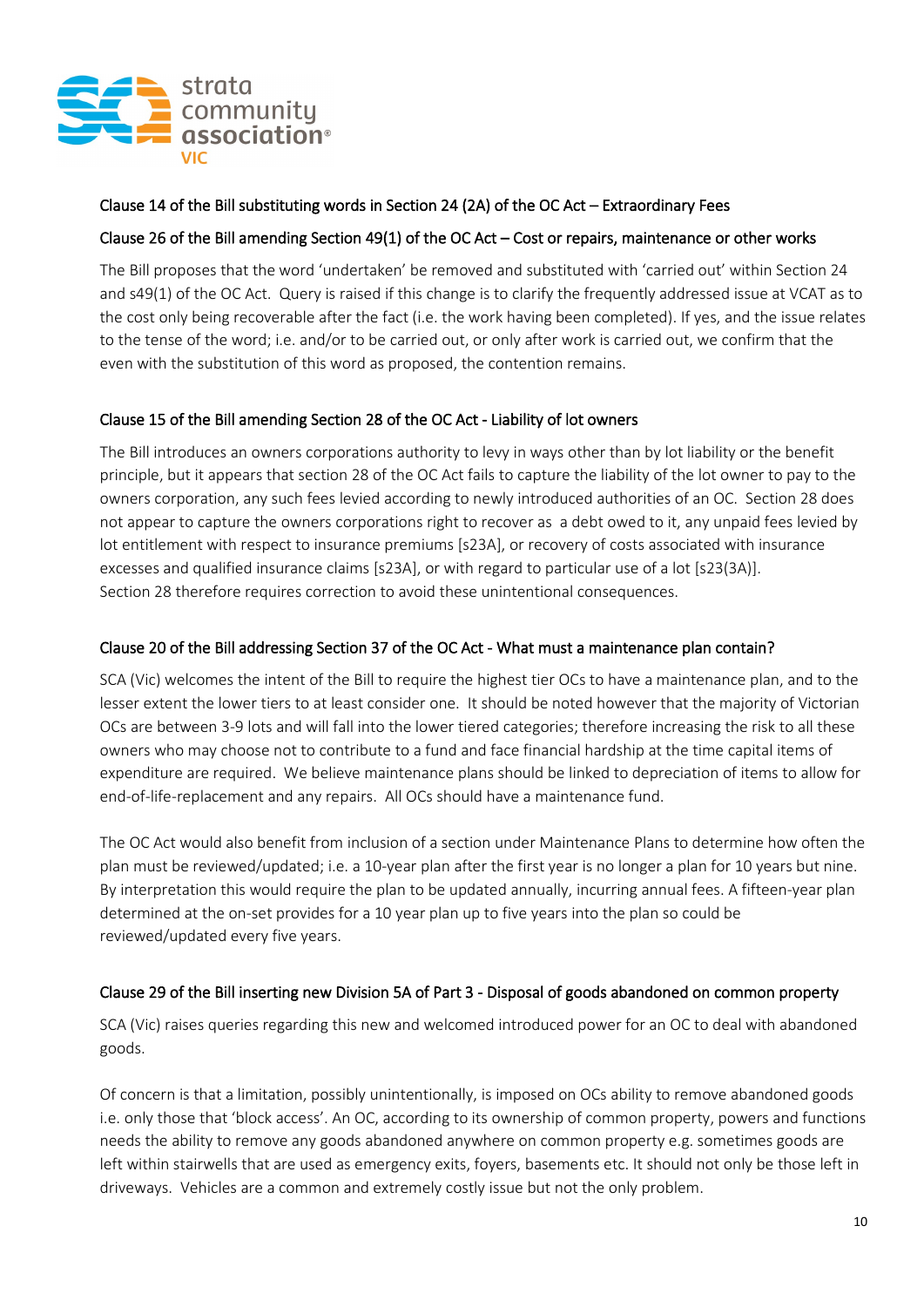### Clause 14 of the Bill substituting words in Section 24 (2A) of the OC Act – Extraordinary Fees

### Clause 26 of the Bill amending Section 49(1) of the OC Act – Cost or repairs, maintenance or other works

The Bill proposes that the word 'undertaken' be removed and substituted with 'carried out' within Section 24 and s49(1) of the OC Act. Query is raised if this change is to clarify the frequently addressed issue at VCAT as to the cost only being recoverable after the fact (i.e. the work having been completed). If yes, and the issue relates to the tense of the word; i.e. and/or to be carried out, or only after work is carried out, we confirm that the even with the substitution of this word as proposed, the contention remains.

### Clause 15 of the Bill amending Section 28 of the OC Act - Liability of lot owners

The Bill introduces an owners corporations authority to levy in ways other than by lot liability or the benefit principle, but it appears that section 28 of the OC Act fails to capture the liability of the lot owner to pay to the owners corporation, any such fees levied according to newly introduced authorities of an OC. Section 28 does not appear to capture the owners corporations right to recover as a debt owed to it, any unpaid fees levied by lot entitlement with respect to insurance premiums [s23A], or recovery of costs associated with insurance excesses and qualified insurance claims [s23A], or with regard to particular use of a lot [s23(3A)]. Section 28 therefore requires correction to avoid these unintentional consequences.

### Clause 20 of the Bill addressing Section 37 of the OC Act - What must a maintenance plan contain?

SCA (Vic) welcomes the intent of the Bill to require the highest tier OCs to have a maintenance plan, and to the lesser extent the lower tiers to at least consider one. It should be noted however that the majority of Victorian OCs are between 3-9 lots and will fall into the lower tiered categories; therefore increasing the risk to all these owners who may choose not to contribute to a fund and face financial hardship at the time capital items of expenditure are required. We believe maintenance plans should be linked to depreciation of items to allow for end-of-life-replacement and any repairs. All OCs should have a maintenance fund.

The OC Act would also benefit from inclusion of a section under Maintenance Plans to determine how often the plan must be reviewed/updated; i.e. a 10-year plan after the first year is no longer a plan for 10 years but nine. By interpretation this would require the plan to be updated annually, incurring annual fees. A fifteen-year plan determined at the on-set provides for a 10 year plan up to five years into the plan so could be reviewed/updated every five years.

### Clause 29 of the Bill inserting new Division 5A of Part 3 - Disposal of goods abandoned on common property

SCA (Vic) raises queries regarding this new and welcomed introduced power for an OC to deal with abandoned goods.

Of concern is that a limitation, possibly unintentionally, is imposed on OCs ability to remove abandoned goods i.e. only those that 'block access'. An OC, according to its ownership of common property, powers and functions needs the ability to remove any goods abandoned anywhere on common property e.g. sometimes goods are left within stairwells that are used as emergency exits, foyers, basements etc. It should not only be those left in driveways. Vehicles are a common and extremely costly issue but not the only problem.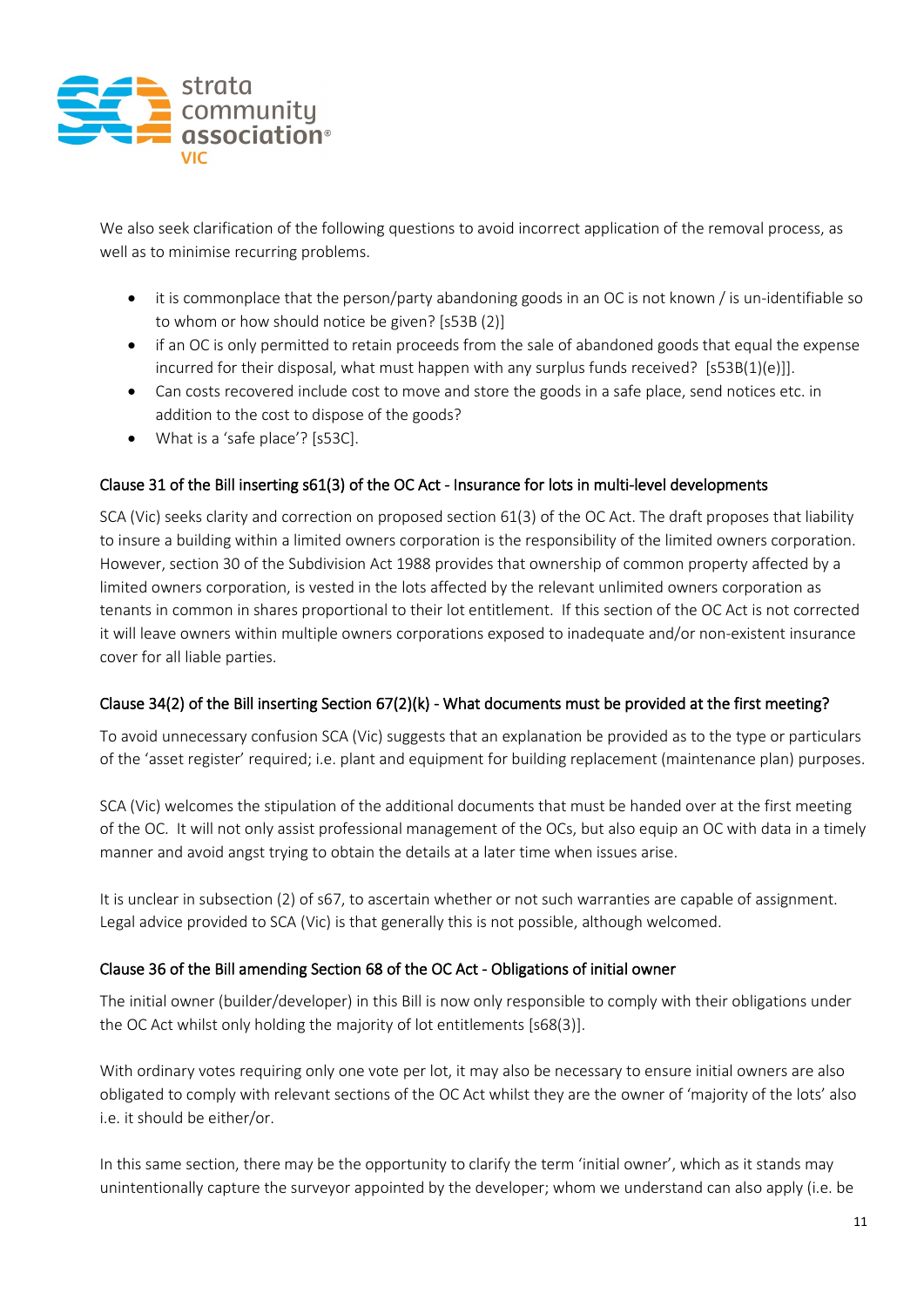We also seek clarification of the following questions to avoid incorrect application of the removal process, as well as to minimise recurring problems.

- it is commonplace that the person/party abandoning goods in an OC is not known / is un-identifiable so to whom or how should notice be given? [s53B (2)]
- if an OC is only permitted to retain proceeds from the sale of abandoned goods that equal the expense incurred for their disposal, what must happen with any surplus funds received? [s53B(1)(e)]].
- Can costs recovered include cost to move and store the goods in a safe place, send notices etc. in addition to the cost to dispose of the goods?
- What is a 'safe place'? [s53C].

### Clause 31 of the Bill inserting s61(3) of the OC Act - Insurance for lots in multi-level developments

SCA (Vic) seeks clarity and correction on proposed section 61(3) of the OC Act. The draft proposes that liability to insure a building within a limited owners corporation is the responsibility of the limited owners corporation. However, section 30 of the Subdivision Act 1988 provides that ownership of common property affected by a limited owners corporation, is vested in the lots affected by the relevant unlimited owners corporation as tenants in common in shares proportional to their lot entitlement. If this section of the OC Act is not corrected it will leave owners within multiple owners corporations exposed to inadequate and/or non-existent insurance cover for all liable parties.

### Clause 34(2) of the Bill inserting Section 67(2)(k) - What documents must be provided at the first meeting?

To avoid unnecessary confusion SCA (Vic) suggests that an explanation be provided as to the type or particulars of the 'asset register' required; i.e. plant and equipment for building replacement (maintenance plan) purposes.

SCA (Vic) welcomes the stipulation of the additional documents that must be handed over at the first meeting of the OC. It will not only assist professional management of the OCs, but also equip an OC with data in a timely manner and avoid angst trying to obtain the details at a later time when issues arise.

It is unclear in subsection (2) of s67, to ascertain whether or not such warranties are capable of assignment. Legal advice provided to SCA (Vic) is that generally this is not possible, although welcomed.

### Clause 36 of the Bill amending Section 68 of the OC Act - Obligations of initial owner

The initial owner (builder/developer) in this Bill is now only responsible to comply with their obligations under the OC Act whilst only holding the majority of lot entitlements [s68(3)].

With ordinary votes requiring only one vote per lot, it may also be necessary to ensure initial owners are also obligated to comply with relevant sections of the OC Act whilst they are the owner of 'majority of the lots' also i.e. it should be either/or.

In this same section, there may be the opportunity to clarify the term 'initial owner', which as it stands may unintentionally capture the surveyor appointed by the developer; whom we understand can also apply (i.e. be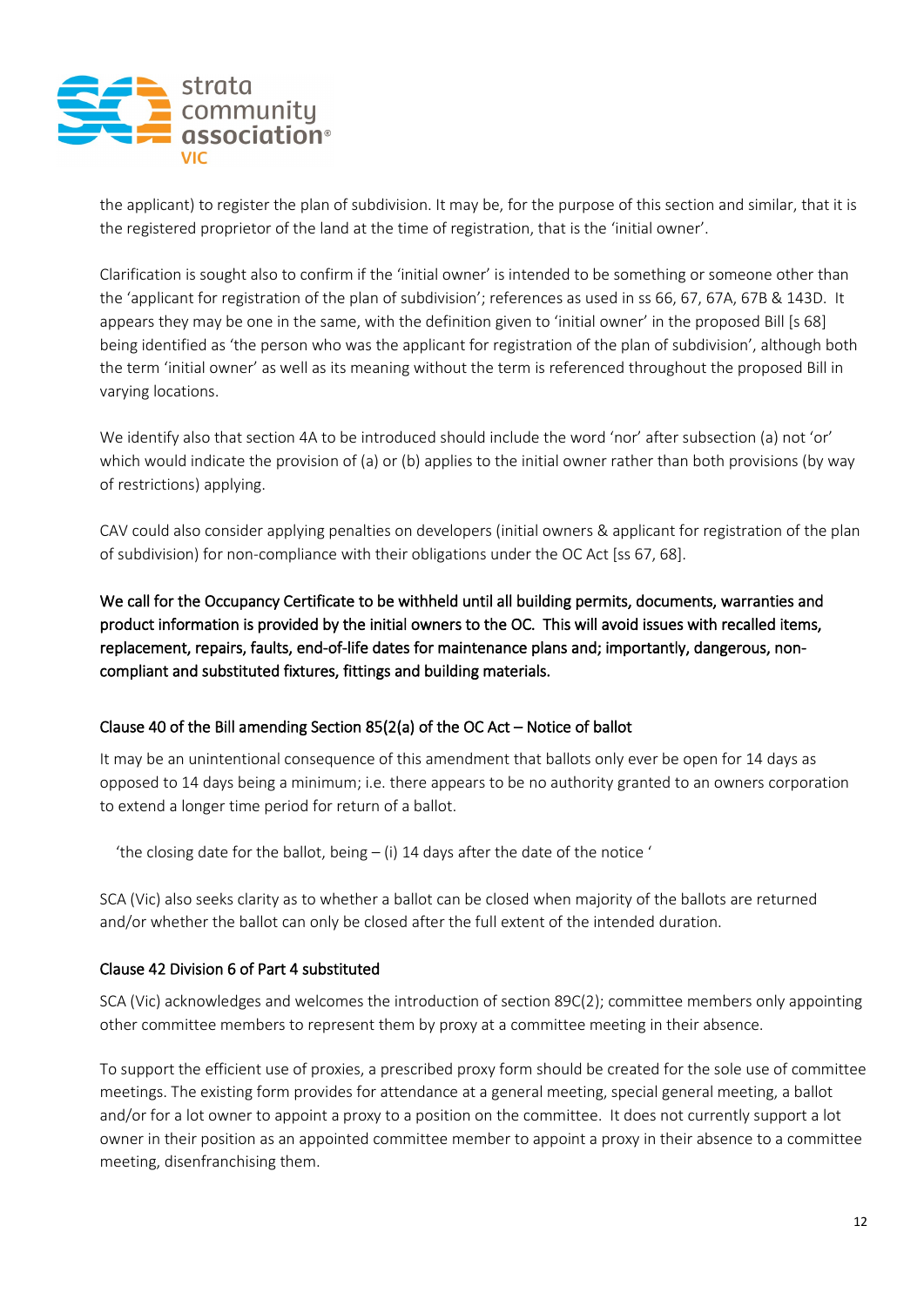the applicant) to register the plan of subdivision. It may be, for the purpose of this section and similar, that it is the registered proprietor of the land at the time of registration, that is the 'initial owner'.

Clarification is sought also to confirm if the 'initial owner' is intended to be something or someone other than the 'applicant for registration of the plan of subdivision'; references as used in ss 66, 67, 67A, 67B & 143D. It appears they may be one in the same, with the definition given to 'initial owner' in the proposed Bill [s 68] being identified as 'the person who was the applicant for registration of the plan of subdivision', although both the term 'initial owner' as well as its meaning without the term is referenced throughout the proposed Bill in varying locations.

We identify also that section 4A to be introduced should include the word 'nor' after subsection (a) not 'or' which would indicate the provision of (a) or (b) applies to the initial owner rather than both provisions (by way of restrictions) applying.

CAV could also consider applying penalties on developers (initial owners & applicant for registration of the plan of subdivision) for non-compliance with their obligations under the OC Act [ss 67, 68].

**We call for the Occupancy Certificate to be withheld until all building permits, documents, warranties and product information is provided by the initial owners to the OC. This will avoid issues with recalled items, replacement, repairs, faults, end-of-life dates for maintenance plans and; importantly, dangerous, non-compliant and substituted fixtures, fittings and building materials.**

### Clause 40 of the Bill amending Section 85(2(a) of the OC Act – Notice of ballot

It may be an unintentional consequence of this amendment that ballots only ever be open for 14 days as opposed to 14 days being a minimum; i.e. there appears to be no authority granted to an owners corporation to extend a longer time period for return of a ballot.

'the closing date for the ballot, being – (i) 14 days after the date of the notice '

SCA (Vic) also seeks clarity as to whether a ballot can be closed when majority of the ballots are returned and/or whether the ballot can only be closed after the full extent of the intended duration.

### Clause 42 Division 6 of Part 4 substituted

SCA (Vic) acknowledges and welcomes the introduction of section 89C(2); committee members only appointing other committee members to represent them by proxy at a committee meeting in their absence.

To support the efficient use of proxies, a prescribed proxy form should be created for the sole use of committee meetings. The existing form provides for attendance at a general meeting, special general meeting, a ballot and/or for a lot owner to appoint a proxy to a position on the committee. It does not currently support a lot owner in their position as an appointed committee member to appoint a proxy in their absence to a committee meeting, disenfranchising them.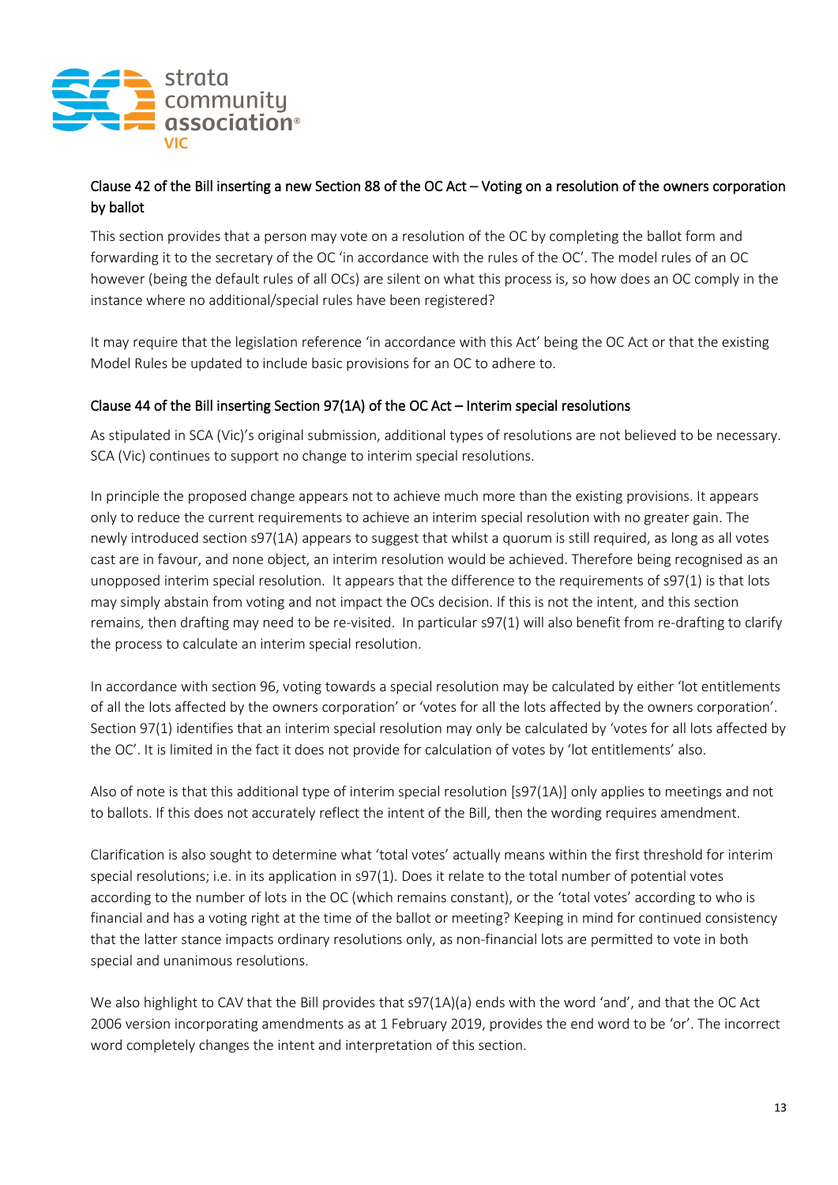**Clause 42 of the Bill inserting a new Section 88 of the OC Act – Voting on a resolution of the owners corporation by ballot**

This section provides that a person may vote on a resolution of the OC by completing the ballot form and forwarding it to the secretary of the OC 'in accordance with the rules of the OC'. The model rules of an OC however (being the default rules of all OCs) are silent on what this process is, so how does an OC comply in the instance where no additional/special rules have been registered?

It may require that the legislation reference 'in accordance with this Act' being the OC Act or that the existing Model Rules be updated to include basic provisions for an OC to adhere to.

**Clause 44 of the Bill inserting Section 97(1A) of the OC Act – Interim special resolutions**

As stipulated in SCA (Vic)'s original submission, additional types of resolutions are not believed to be necessary. SCA (Vic) continues to support no change to interim special resolutions.

In principle the proposed change appears not to achieve much more than the existing provisions. It appears only to reduce the current requirements to achieve an interim special resolution with no greater gain. The newly introduced section s97(1A) appears to suggest that whilst a quorum is still required, as long as all votes cast are in favour, and none object, an interim resolution would be achieved. Therefore being recognised as an unopposed interim special resolution. It appears that the difference to the requirements of s97(1) is that lots may simply abstain from voting and not impact the OCs decision. If this is not the intent, and this section remains, then drafting may need to be re-visited. In particular s97(1) will also benefit from re-drafting to clarify the process to calculate an interim special resolution.

In accordance with section 96, voting towards a special resolution may be calculated by either 'lot entitlements of all the lots affected by the owners corporation' or 'votes for all the lots affected by the owners corporation'. Section 97(1) identifies that an interim special resolution may only be calculated by 'votes for all lots affected by the OC'. It is limited in the fact it does not provide for calculation of votes by 'lot entitlements' also.

Also of note is that this additional type of interim special resolution [s97(1A)] only applies to meetings and not to ballots. If this does not accurately reflect the intent of the Bill, then the wording requires amendment.

Clarification is also sought to determine what 'total votes' actually means within the first threshold for interim special resolutions; i.e. in its application in s97(1). Does it relate to the total number of potential votes according to the number of lots in the OC (which remains constant), or the 'total votes' according to who is financial and has a voting right at the time of the ballot or meeting? Keeping in mind for continued consistency that the latter stance impacts ordinary resolutions only, as non-financial lots are permitted to vote in both special and unanimous resolutions.

We also highlight to CAV that the Bill provides that s97(1A)(a) ends with the word 'and', and that the OC Act 2006 version incorporating amendments as at 1 February 2019, provides the end word to be 'or'. The incorrect word completely changes the intent and interpretation of this section.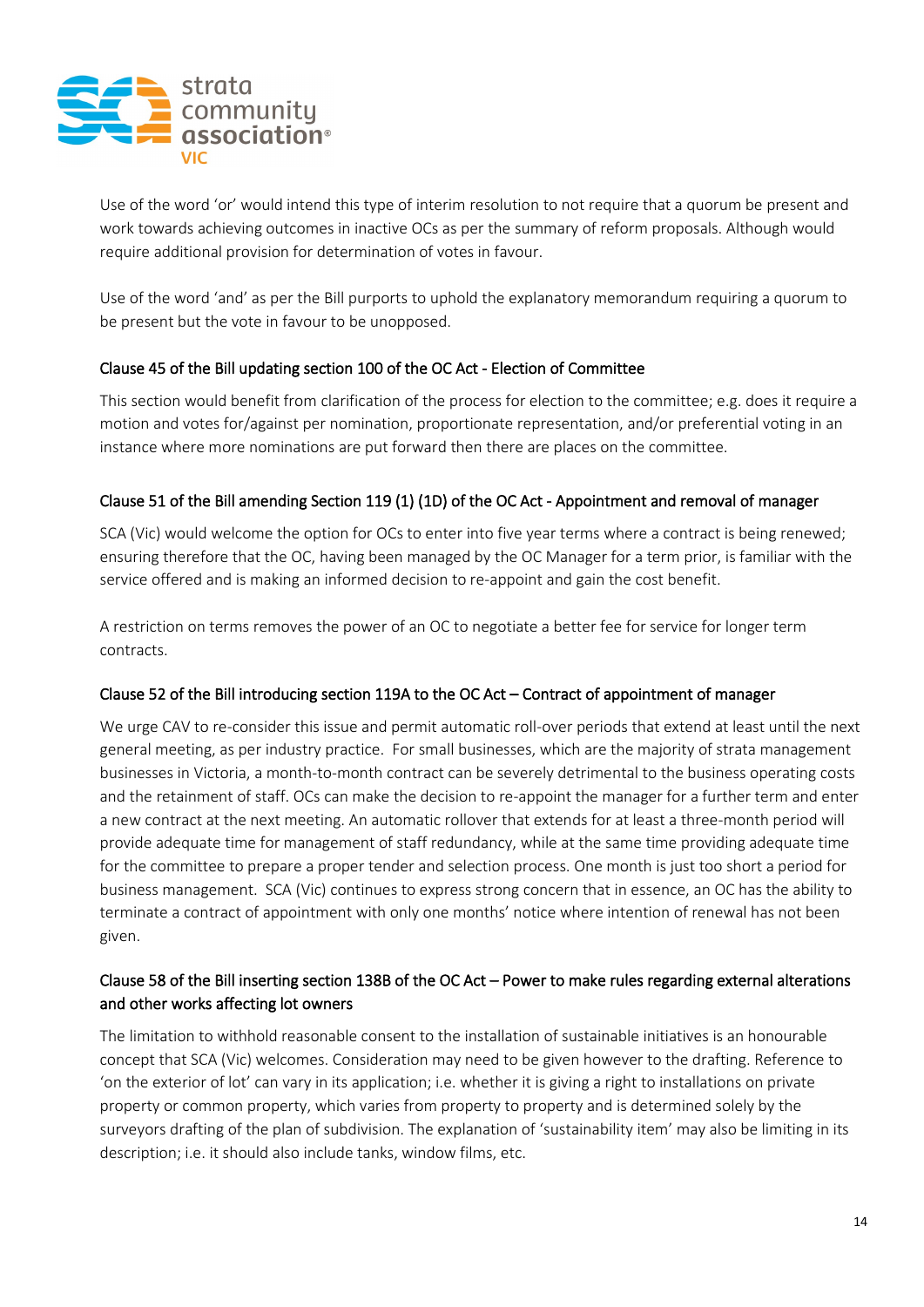Use of the word 'or' would intend this type of interim resolution to not require that a quorum be present and work towards achieving outcomes in inactive OCs as per the summary of reform proposals. Although would require additional provision for determination of votes in favour.

Use of the word 'and' as per the Bill purports to uphold the explanatory memorandum requiring a quorum to be present but the vote in favour to be unopposed.

### Clause 45 of the Bill updating section 100 of the OC Act - Election of Committee

This section would benefit from clarification of the process for election to the committee; e.g. does it require a motion and votes for/against per nomination, proportionate representation, and/or preferential voting in an instance where more nominations are put forward then there are places on the committee.

### Clause 51 of the Bill amending Section 119 (1) (1D) of the OC Act - Appointment and removal of manager

SCA (Vic) would welcome the option for OCs to enter into five year terms where a contract is being renewed; ensuring therefore that the OC, having been managed by the OC Manager for a term prior, is familiar with the service offered and is making an informed decision to re-appoint and gain the cost benefit.

A restriction on terms removes the power of an OC to negotiate a better fee for service for longer term contracts.

### Clause 52 of the Bill introducing section 119A to the OC Act – Contract of appointment of manager

We urge CAV to re-consider this issue and permit automatic roll-over periods that extend at least until the next general meeting, as per industry practice. For small businesses, which are the majority of strata management businesses in Victoria, a month-to-month contract can be severely detrimental to the business operating costs and the retainment of staff. OCs can make the decision to re-appoint the manager for a further term and enter a new contract at the next meeting. An automatic rollover that extends for at least a three-month period will provide adequate time for management of staff redundancy, while at the same time providing adequate time for the committee to prepare a proper tender and selection process. One month is just too short a period for business management. SCA (Vic) continues to express strong concern that in essence, an OC has the ability to terminate a contract of appointment with only one months' notice where intention of renewal has not been given.

### Clause 58 of the Bill inserting section 138B of the OC Act – Power to make rules regarding external alterations and other works affecting lot owners

The limitation to withhold reasonable consent to the installation of sustainable initiatives is an honourable concept that SCA (Vic) welcomes. Consideration may need to be given however to the drafting. Reference to 'on the exterior of lot' can vary in its application; i.e. whether it is giving a right to installations on private property or common property, which varies from property to property and is determined solely by the surveyors drafting of the plan of subdivision. The explanation of 'sustainability item' may also be limiting in its description; i.e. it should also include tanks, window films, etc.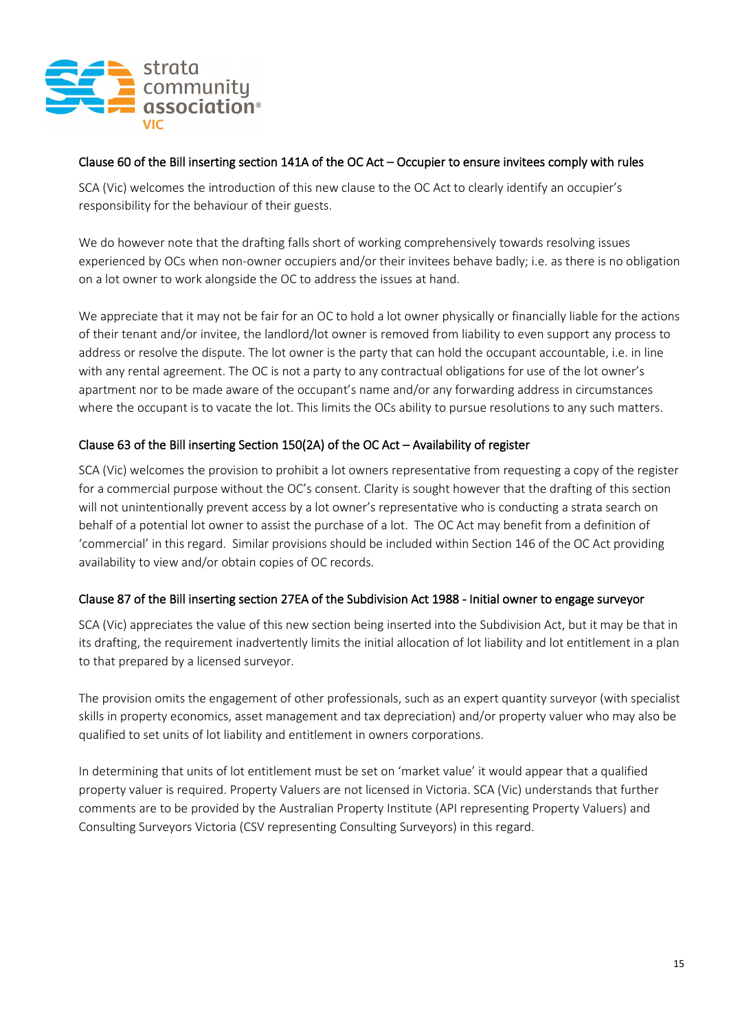### Clause 60 of the Bill inserting section 141A of the OC Act – Occupier to ensure invitees comply with rules

SCA (Vic) welcomes the introduction of this new clause to the OC Act to clearly identify an occupier's responsibility for the behaviour of their guests.

We do however note that the drafting falls short of working comprehensively towards resolving issues experienced by OCs when non-owner occupiers and/or their invitees behave badly; i.e. as there is no obligation on a lot owner to work alongside the OC to address the issues at hand.

We appreciate that it may not be fair for an OC to hold a lot owner physically or financially liable for the actions of their tenant and/or invitee, the landlord/lot owner is removed from liability to even support any process to address or resolve the dispute. The lot owner is the party that can hold the occupant accountable, i.e. in line with any rental agreement. The OC is not a party to any contractual obligations for use of the lot owner's apartment nor to be made aware of the occupant's name and/or any forwarding address in circumstances where the occupant is to vacate the lot. This limits the OCs ability to pursue resolutions to any such matters.

### Clause 63 of the Bill inserting Section 150(2A) of the OC Act – Availability of register

SCA (Vic) welcomes the provision to prohibit a lot owners representative from requesting a copy of the register for a commercial purpose without the OC's consent. Clarity is sought however that the drafting of this section will not unintentionally prevent access by a lot owner's representative who is conducting a strata search on behalf of a potential lot owner to assist the purchase of a lot. The OC Act may benefit from a definition of 'commercial' in this regard. Similar provisions should be included within Section 146 of the OC Act providing availability to view and/or obtain copies of OC records.

### Clause 87 of the Bill inserting section 27EA of the Subdivision Act 1988 - Initial owner to engage surveyor

SCA (Vic) appreciates the value of this new section being inserted into the Subdivision Act, but it may be that in its drafting, the requirement inadvertently limits the initial allocation of lot liability and lot entitlement in a plan to that prepared by a licensed surveyor.

The provision omits the engagement of other professionals, such as an expert quantity surveyor (with specialist skills in property economics, asset management and tax depreciation) and/or property valuer who may also be qualified to set units of lot liability and entitlement in owners corporations.

In determining that units of lot entitlement must be set on 'market value' it would appear that a qualified property valuer is required. Property Valuers are not licensed in Victoria. SCA (Vic) understands that further comments are to be provided by the Australian Property Institute (API representing Property Valuers) and Consulting Surveyors Victoria (CSV representing Consulting Surveyors) in this regard.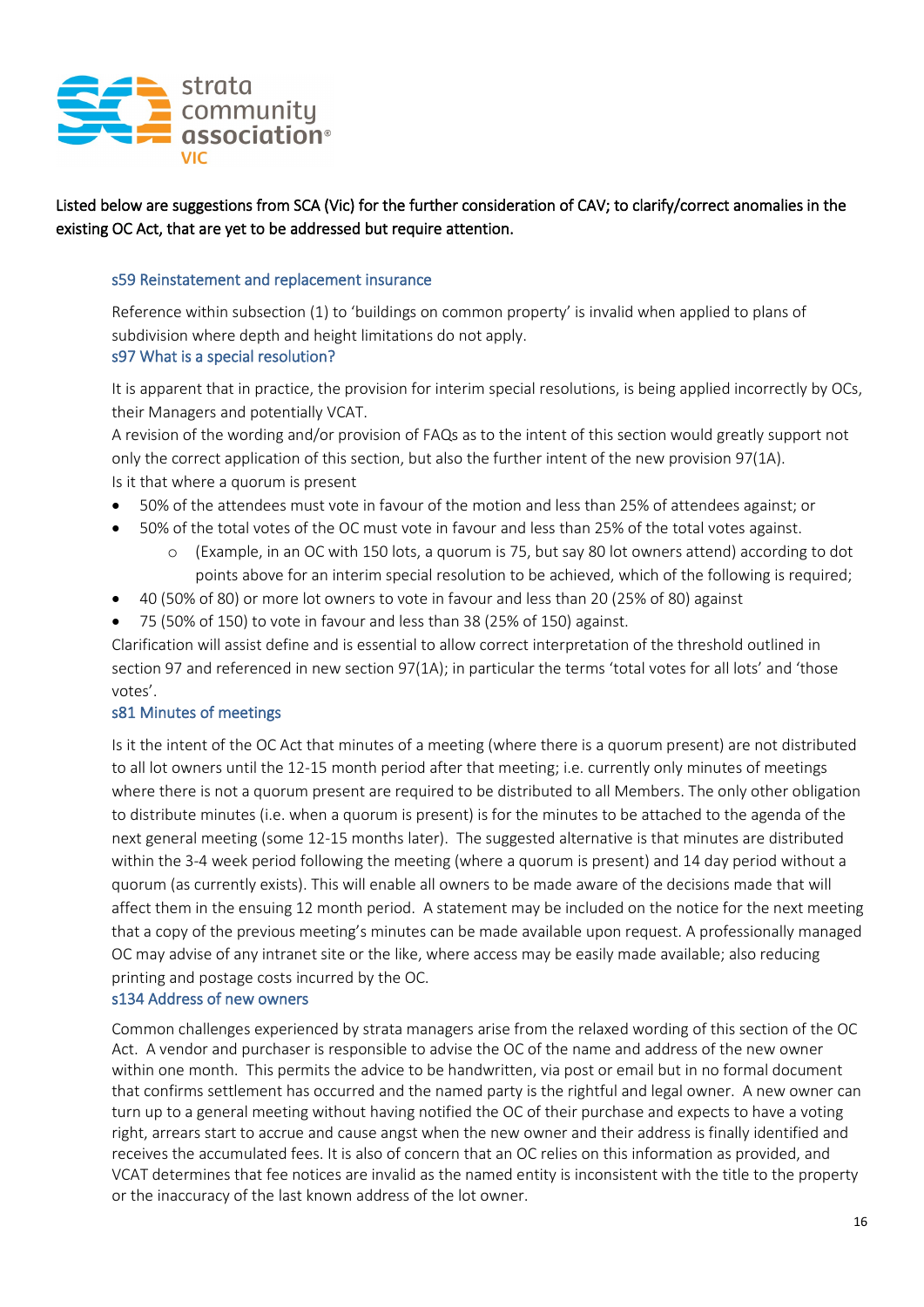strata community association® VIC

Listed below are suggestions from SCA (Vic) for the further consideration of CAV; to clarify/correct anomalies in the existing OC Act, that are yet to be addressed but require attention.

### s59 Reinstatement and replacement insurance

Reference within subsection (1) to 'buildings on common property' is invalid when applied to plans of subdivision where depth and height limitations do not apply.

### s97 What is a special resolution?

It is apparent that in practice, the provision for interim special resolutions, is being applied incorrectly by OCs, their Managers and potentially VCAT.

A revision of the wording and/or provision of FAQs as to the intent of this section would greatly support not only the correct application of this section, but also the further intent of the new provision 97(1A).

Is it that where a quorum is present

- 50% of the attendees must vote in favour of the motion and less than 25% of attendees against; or
- 50% of the total votes of the OC must vote in favour and less than 25% of the total votes against.
    - (Example, in an OC with 150 lots, a quorum is 75, but say 80 lot owners attend) according to dot points above for an interim special resolution to be achieved, which of the following is required;
- 40 (50% of 80) or more lot owners to vote in favour and less than 20 (25% of 80) against
- 75 (50% of 150) to vote in favour and less than 38 (25% of 150) against.

Clarification will assist define and is essential to allow correct interpretation of the threshold outlined in section 97 and referenced in new section 97(1A); in particular the terms 'total votes for all lots' and 'those votes'.

### s81 Minutes of meetings

Is it the intent of the OC Act that minutes of a meeting (where there is a quorum present) are not distributed to all lot owners until the 12-15 month period after that meeting; i.e. currently only minutes of meetings where there is not a quorum present are required to be distributed to all Members. The only other obligation to distribute minutes (i.e. when a quorum is present) is for the minutes to be attached to the agenda of the next general meeting (some 12-15 months later). The suggested alternative is that minutes are distributed within the 3-4 week period following the meeting (where a quorum is present) and 14 day period without a quorum (as currently exists). This will enable all owners to be made aware of the decisions made that will affect them in the ensuing 12 month period. A statement may be included on the notice for the next meeting that a copy of the previous meeting's minutes can be made available upon request. A professionally managed OC may advise of any intranet site or the like, where access may be easily made available; also reducing printing and postage costs incurred by the OC.

### s134 Address of new owners

Common challenges experienced by strata managers arise from the relaxed wording of this section of the OC Act. A vendor and purchaser is responsible to advise the OC of the name and address of the new owner within one month. This permits the advice to be handwritten, via post or email but in no formal document that confirms settlement has occurred and the named party is the rightful and legal owner. A new owner can turn up to a general meeting without having notified the OC of their purchase and expects to have a voting right, arrears start to accrue and cause angst when the new owner and their address is finally identified and receives the accumulated fees. It is also of concern that an OC relies on this information as provided, and VCAT determines that fee notices are invalid as the named entity is inconsistent with the title to the property or the inaccuracy of the last known address of the lot owner.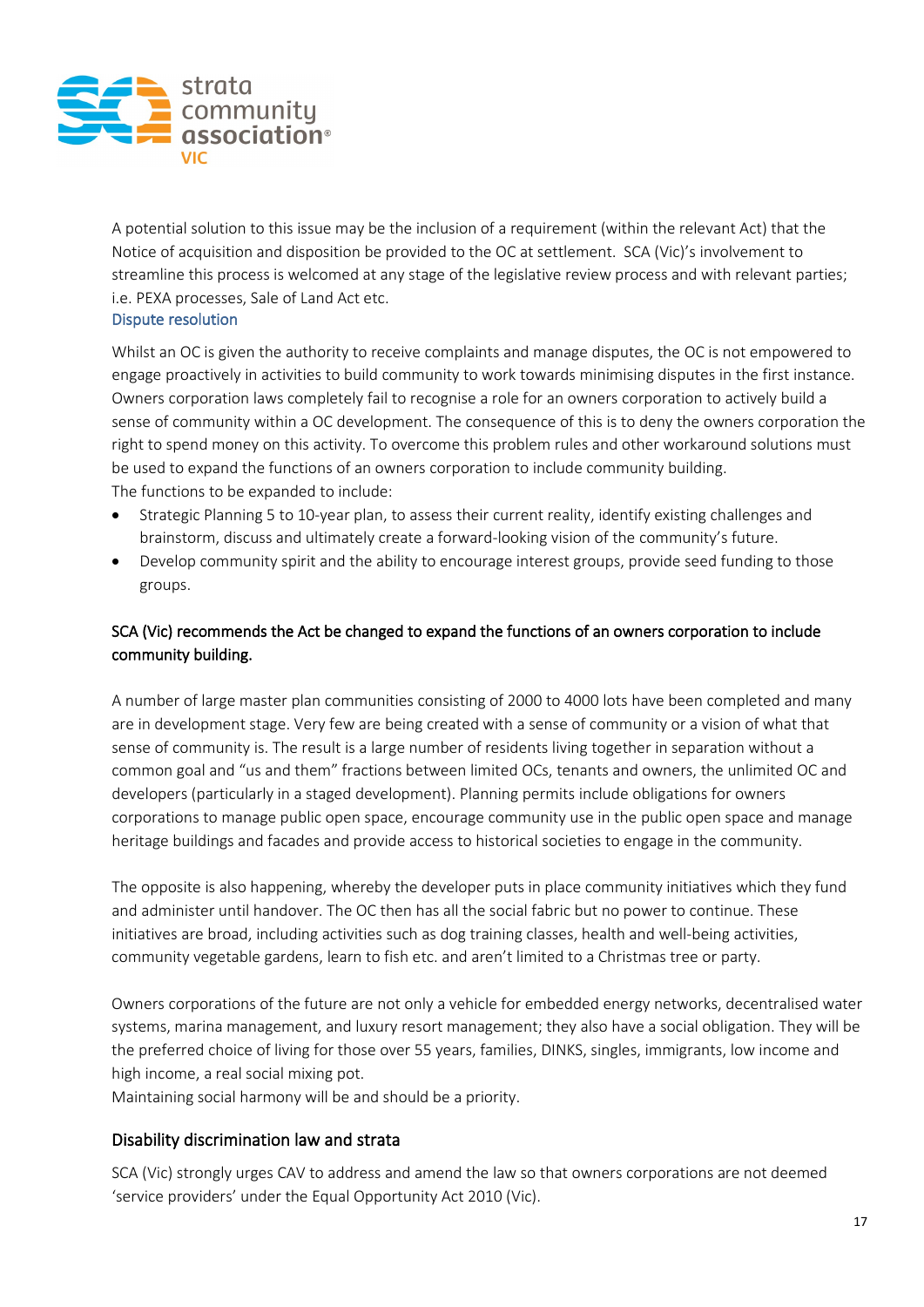A potential solution to this issue may be the inclusion of a requirement (within the relevant Act) that the Notice of acquisition and disposition be provided to the OC at settlement. SCA (Vic)'s involvement to streamline this process is welcomed at any stage of the legislative review process and with relevant parties; i.e. PEXA processes, Sale of Land Act etc.

## Dispute resolution

Whilst an OC is given the authority to receive complaints and manage disputes, the OC is not empowered to engage proactively in activities to build community to work towards minimising disputes in the first instance. Owners corporation laws completely fail to recognise a role for an owners corporation to actively build a sense of community within a OC development. The consequence of this is to deny the owners corporation the right to spend money on this activity. To overcome this problem rules and other workaround solutions must be used to expand the functions of an owners corporation to include community building.

The functions to be expanded to include:

- Strategic Planning 5 to 10-year plan, to assess their current reality, identify existing challenges and brainstorm, discuss and ultimately create a forward-looking vision of the community's future.
- Develop community spirit and the ability to encourage interest groups, provide seed funding to those groups.

**SCA (Vic) recommends the Act be changed to expand the functions of an owners corporation to include community building.**

A number of large master plan communities consisting of 2000 to 4000 lots have been completed and many are in development stage. Very few are being created with a sense of community or a vision of what that sense of community is. The result is a large number of residents living together in separation without a common goal and "us and them" fractions between limited OCs, tenants and owners, the unlimited OC and developers (particularly in a staged development). Planning permits include obligations for owners corporations to manage public open space, encourage community use in the public open space and manage heritage buildings and facades and provide access to historical societies to engage in the community.

The opposite is also happening, whereby the developer puts in place community initiatives which they fund and administer until handover. The OC then has all the social fabric but no power to continue. These initiatives are broad, including activities such as dog training classes, health and well-being activities, community vegetable gardens, learn to fish etc. and aren't limited to a Christmas tree or party.

Owners corporations of the future are not only a vehicle for embedded energy networks, decentralised water systems, marina management, and luxury resort management; they also have a social obligation. They will be the preferred choice of living for those over 55 years, families, DINKS, singles, immigrants, low income and high income, a real social mixing pot.

Maintaining social harmony will be and should be a priority.

## Disability discrimination law and strata

SCA (Vic) strongly urges CAV to address and amend the law so that owners corporations are not deemed 'service providers' under the Equal Opportunity Act 2010 (Vic).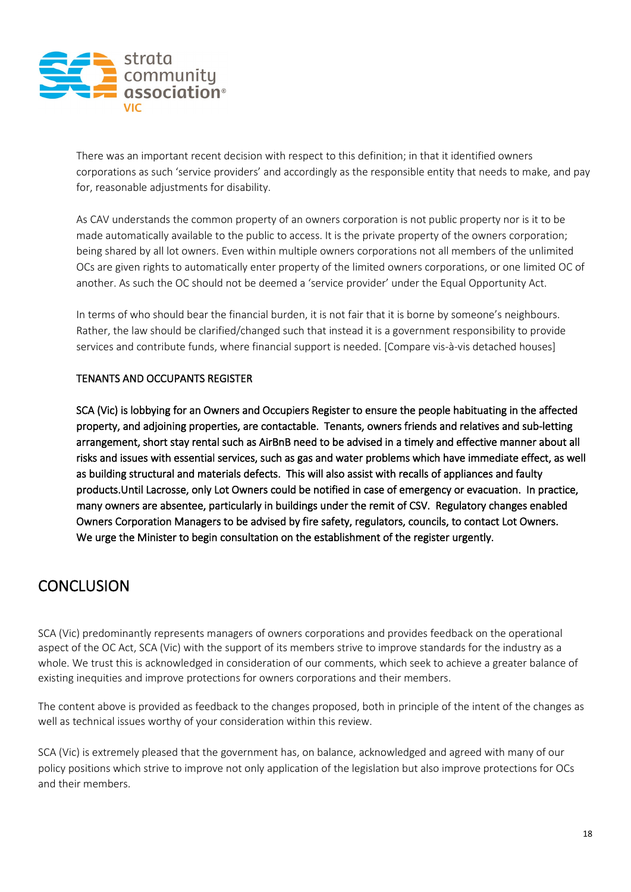There was an important recent decision with respect to this definition; in that it identified owners corporations as such 'service providers' and accordingly as the responsible entity that needs to make, and pay for, reasonable adjustments for disability.

As CAV understands the common property of an owners corporation is not public property nor is it to be made automatically available to the public to access. It is the private property of the owners corporation; being shared by all lot owners. Even within multiple owners corporations not all members of the unlimited OCs are given rights to automatically enter property of the limited owners corporations, or one limited OC of another. As such the OC should not be deemed a 'service provider' under the Equal Opportunity Act.

In terms of who should bear the financial burden, it is not fair that it is borne by someone's neighbours. Rather, the law should be clarified/changed such that instead it is a government responsibility to provide services and contribute funds, where financial support is needed. [Compare vis-à-vis detached houses]

TENANTS AND OCCUPANTS REGISTER

SCA (Vic) is lobbying for an Owners and Occupiers Register to ensure the people habituating in the affected property, and adjoining properties, are contactable. Tenants, owners friends and relatives and sub-letting arrangement, short stay rental such as AirBnB need to be advised in a timely and effective manner about all risks and issues with essential services, such as gas and water problems which have immediate effect, as well as building structural and materials defects. This will also assist with recalls of appliances and faulty products.Until Lacrosse, only Lot Owners could be notified in case of emergency or evacuation. In practice, many owners are absentee, particularly in buildings under the remit of CSV. Regulatory changes enabled Owners Corporation Managers to be advised by fire safety, regulators, councils, to contact Lot Owners. We urge the Minister to begin consultation on the establishment of the register urgently.

## CONCLUSION

SCA (Vic) predominantly represents managers of owners corporations and provides feedback on the operational aspect of the OC Act, SCA (Vic) with the support of its members strive to improve standards for the industry as a whole. We trust this is acknowledged in consideration of our comments, which seek to achieve a greater balance of existing inequities and improve protections for owners corporations and their members.

The content above is provided as feedback to the changes proposed, both in principle of the intent of the changes as well as technical issues worthy of your consideration within this review.

SCA (Vic) is extremely pleased that the government has, on balance, acknowledged and agreed with many of our policy positions which strive to improve not only application of the legislation but also improve protections for OCs and their members.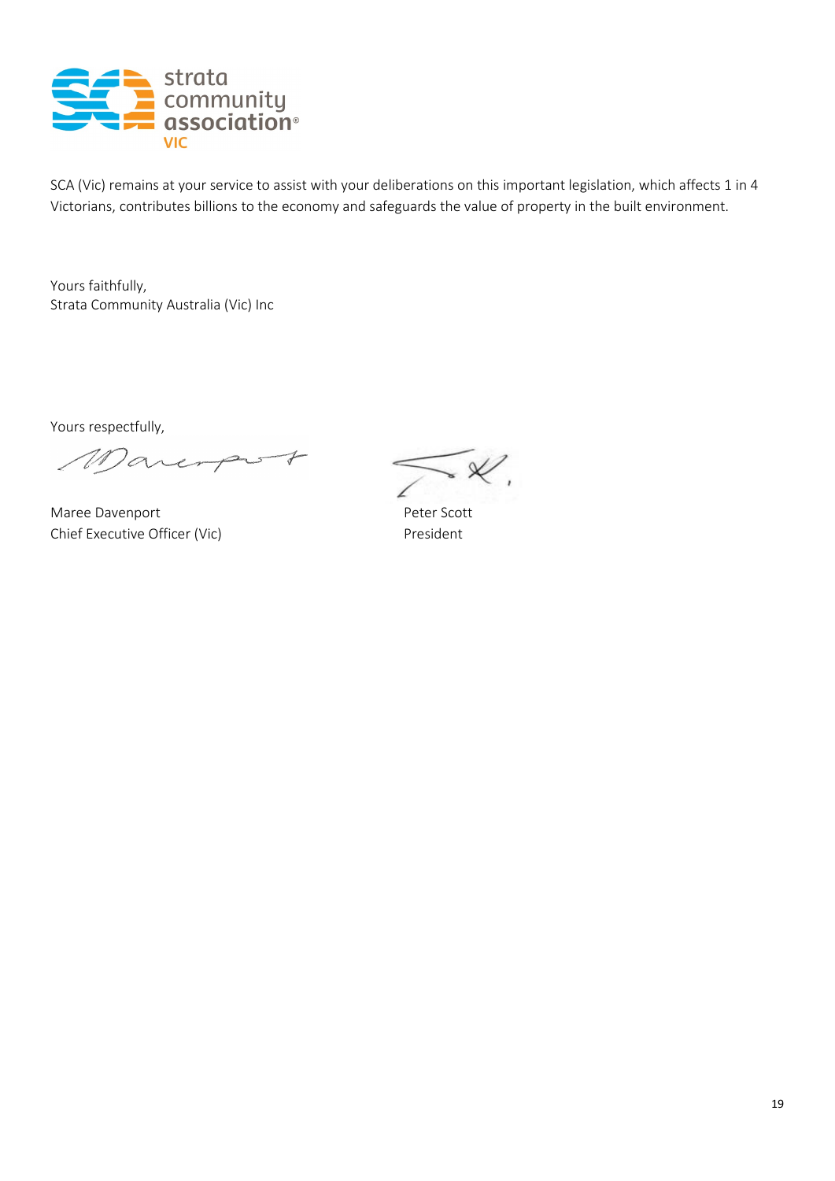SCA (Vic) remains at your service to assist with your deliberations on this important legislation, which affects 1 in 4 Victorians, contributes billions to the economy and safeguards the value of property in the built environment.

Yours faithfully,
Strata Community Australia (Vic) Inc

Yours respectfully,

| | |
|---|---|
| Maree Davenport | Peter Scott |
| Chief Executive Officer (Vic) | President |